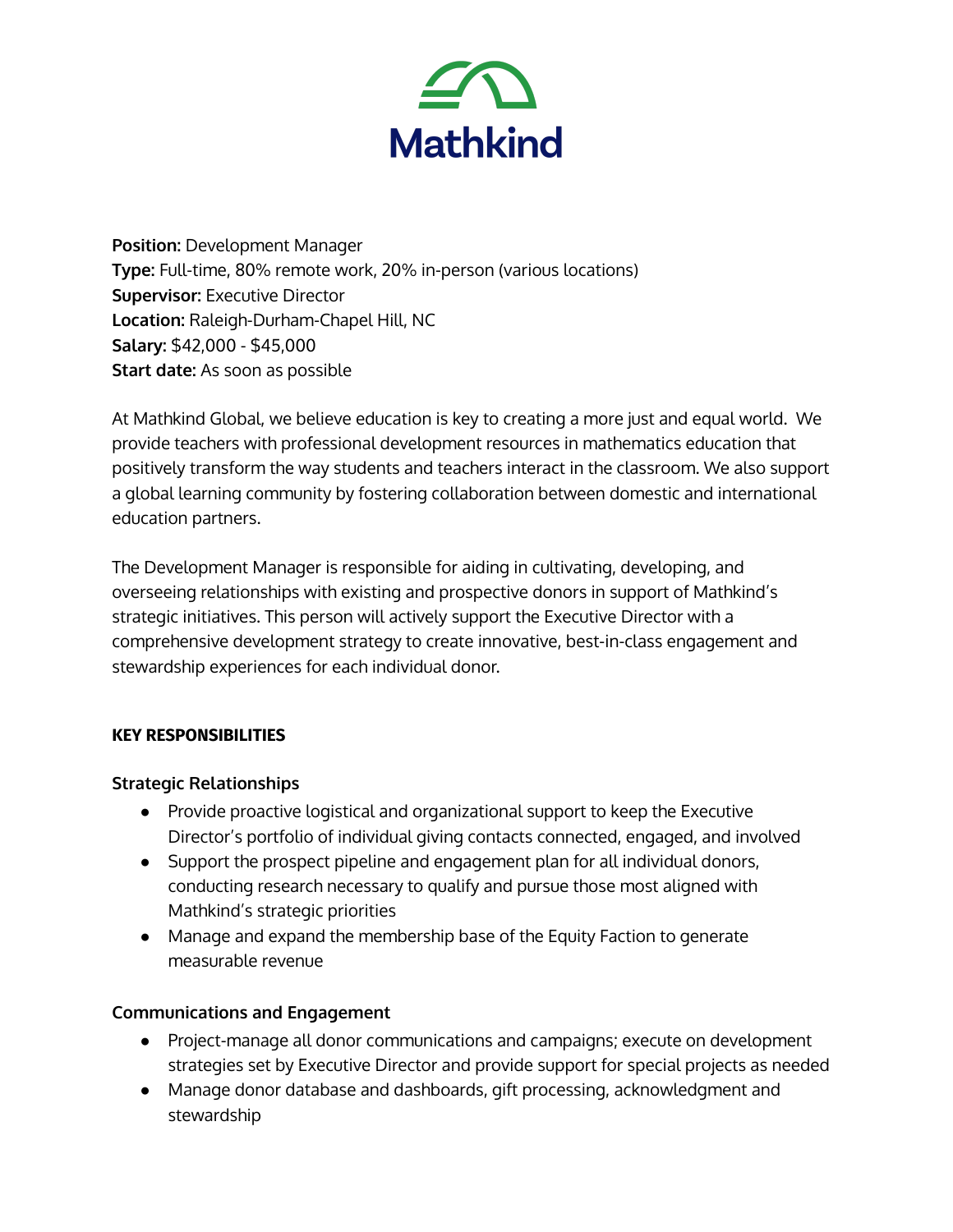# Mathkind

**Position:** Development Manager
**Type:** Full-time, 80% remote work, 20% in-person (various locations)
**Supervisor:** Executive Director
**Location:** Raleigh-Durham-Chapel Hill, NC
**Salary:** $42,000 - $45,000
**Start date:** As soon as possible

At Mathkind Global, we believe education is key to creating a more just and equal world. We provide teachers with professional development resources in mathematics education that positively transform the way students and teachers interact in the classroom. We also support a global learning community by fostering collaboration between domestic and international education partners.

The Development Manager is responsible for aiding in cultivating, developing, and overseeing relationships with existing and prospective donors in support of Mathkind's strategic initiatives. This person will actively support the Executive Director with a comprehensive development strategy to create innovative, best-in-class engagement and stewardship experiences for each individual donor.

## KEY RESPONSIBILITIES

### Strategic Relationships

- Provide proactive logistical and organizational support to keep the Executive Director's portfolio of individual giving contacts connected, engaged, and involved
- Support the prospect pipeline and engagement plan for all individual donors, conducting research necessary to qualify and pursue those most aligned with Mathkind's strategic priorities
- Manage and expand the membership base of the Equity Faction to generate measurable revenue

### Communications and Engagement

- Project-manage all donor communications and campaigns; execute on development strategies set by Executive Director and provide support for special projects as needed
- Manage donor database and dashboards, gift processing, acknowledgment and stewardship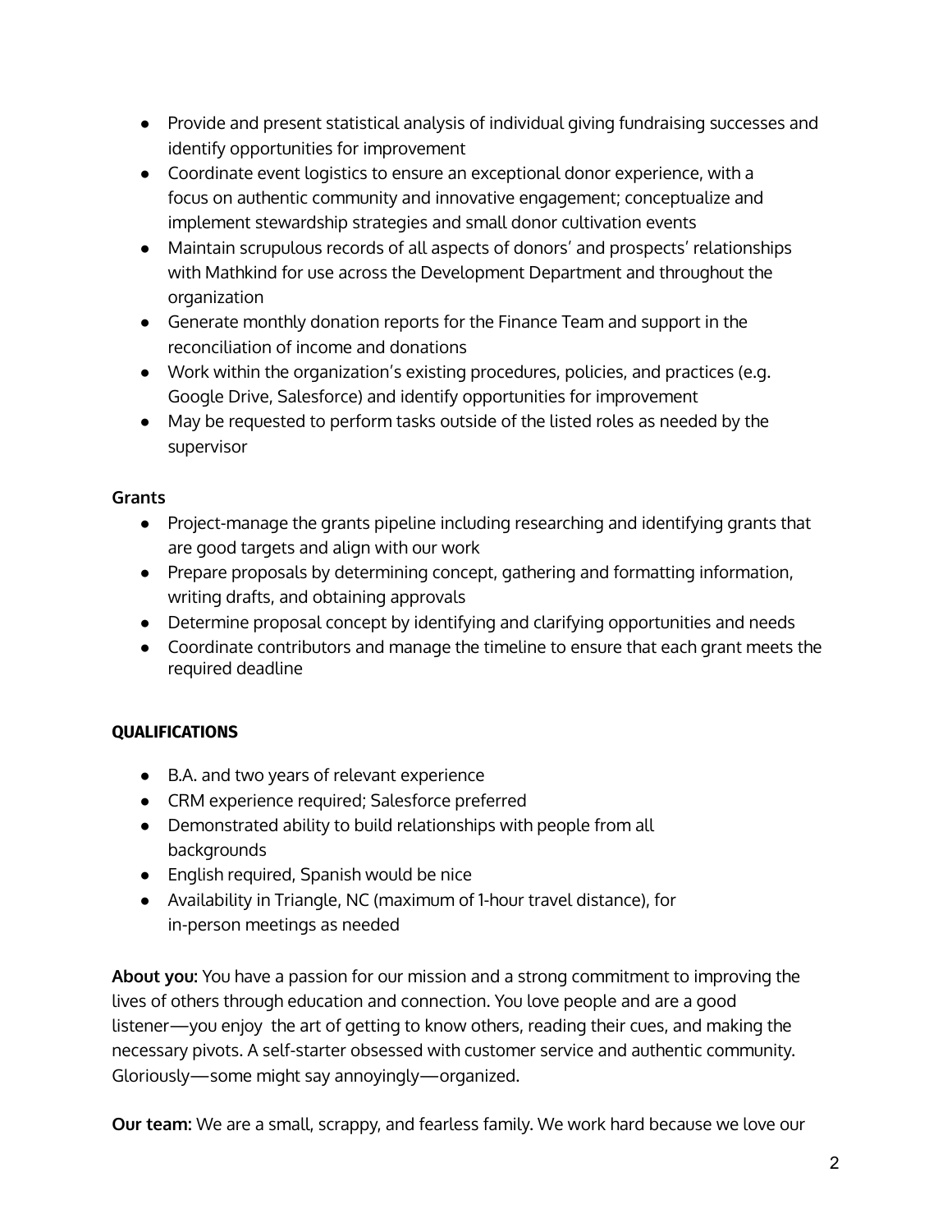- Provide and present statistical analysis of individual giving fundraising successes and identify opportunities for improvement
- Coordinate event logistics to ensure an exceptional donor experience, with a focus on authentic community and innovative engagement; conceptualize and implement stewardship strategies and small donor cultivation events
- Maintain scrupulous records of all aspects of donors' and prospects' relationships with Mathkind for use across the Development Department and throughout the organization
- Generate monthly donation reports for the Finance Team and support in the reconciliation of income and donations
- Work within the organization's existing procedures, policies, and practices (e.g. Google Drive, Salesforce) and identify opportunities for improvement
- May be requested to perform tasks outside of the listed roles as needed by the supervisor

**Grants**

- Project-manage the grants pipeline including researching and identifying grants that are good targets and align with our work
- Prepare proposals by determining concept, gathering and formatting information, writing drafts, and obtaining approvals
- Determine proposal concept by identifying and clarifying opportunities and needs
- Coordinate contributors and manage the timeline to ensure that each grant meets the required deadline

**QUALIFICATIONS**

- B.A. and two years of relevant experience
- CRM experience required; Salesforce preferred
- Demonstrated ability to build relationships with people from all backgrounds
- English required, Spanish would be nice
- Availability in Triangle, NC (maximum of 1-hour travel distance), for in-person meetings as needed

**About you:** You have a passion for our mission and a strong commitment to improving the lives of others through education and connection. You love people and are a good listener—you enjoy the art of getting to know others, reading their cues, and making the necessary pivots. A self-starter obsessed with customer service and authentic community. Gloriously—some might say annoyingly—organized.

**Our team:** We are a small, scrappy, and fearless family. We work hard because we love our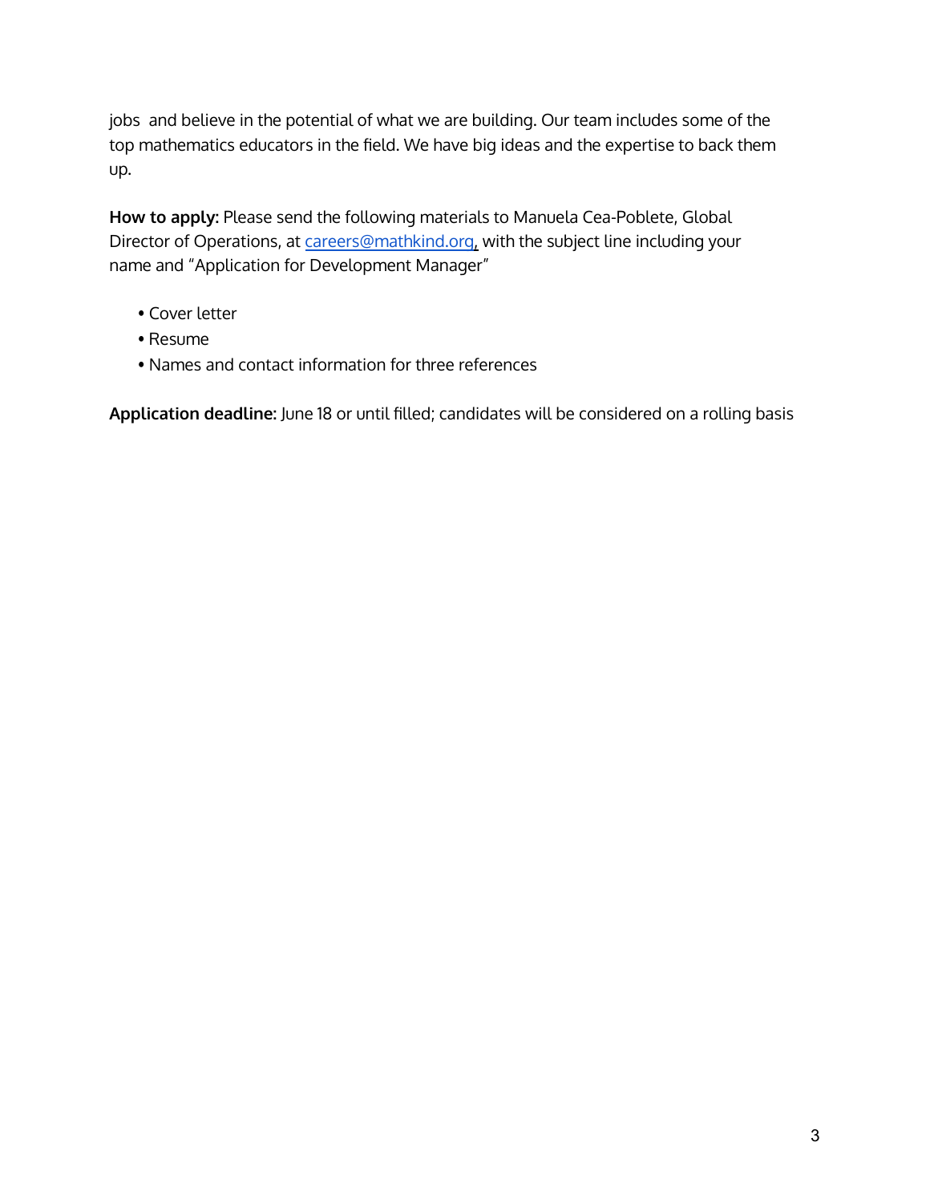jobs and believe in the potential of what we are building. Our team includes some of the top mathematics educators in the field. We have big ideas and the expertise to back them up.

**How to apply:** Please send the following materials to Manuela Cea-Poblete, Global Director of Operations, at careers@mathkind.org, with the subject line including your name and "Application for Development Manager"

- Cover letter
- Resume
- Names and contact information for three references

**Application deadline:** June 18 or until filled; candidates will be considered on a rolling basis